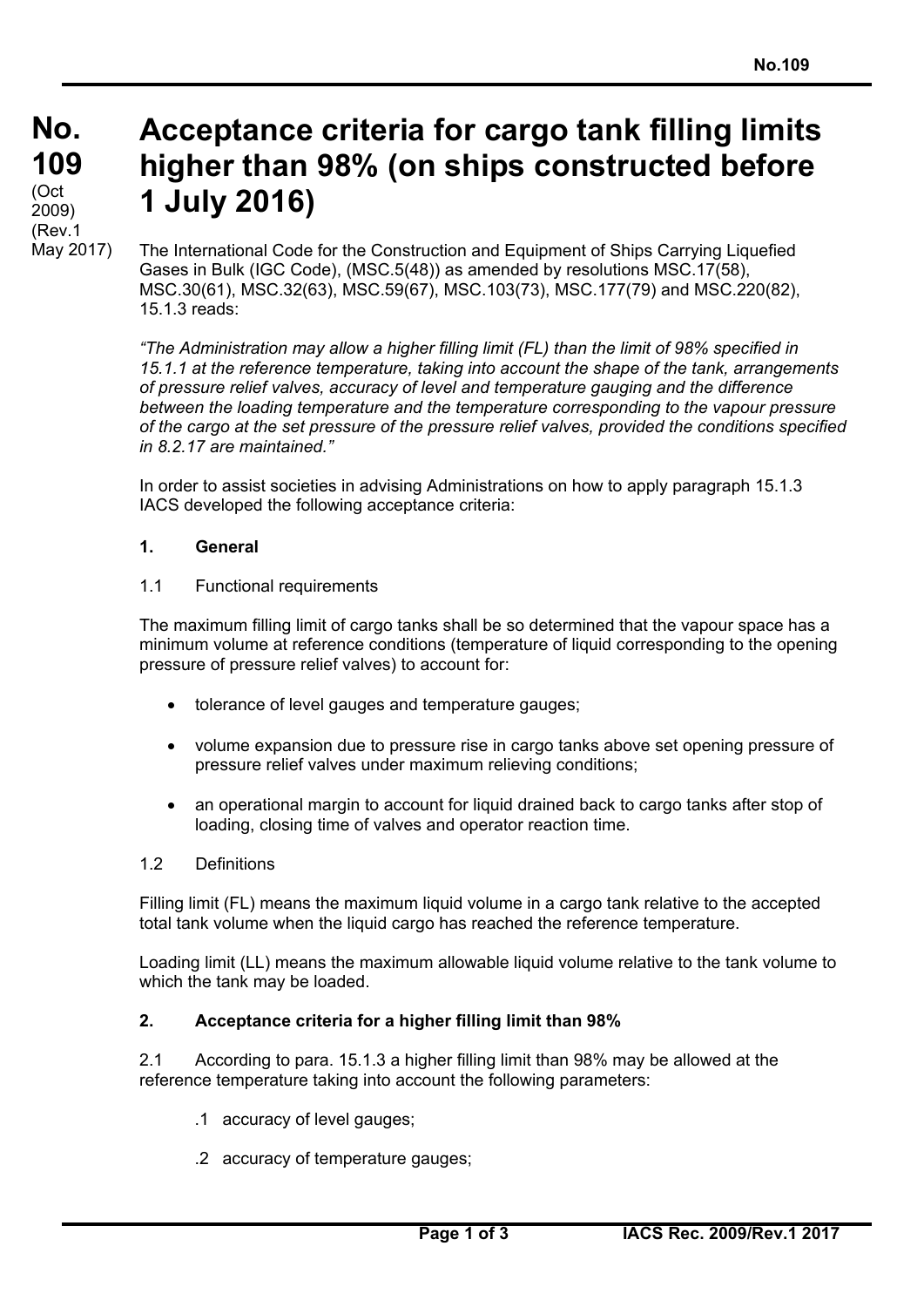# No. 109 (Oct 2009) (Rev.1 May 2017)

# Acceptance criteria for cargo tank filling limits higher than 98% (on ships constructed before 1 July 2016)

The International Code for the Construction and Equipment of Ships Carrying Liquefied Gases in Bulk (IGC Code), (MSC.5(48)) as amended by resolutions MSC.17(58), MSC.30(61), MSC.32(63), MSC.59(67), MSC.103(73), MSC.177(79) and MSC.220(82), 15.1.3 reads:

*"The Administration may allow a higher filling limit (FL) than the limit of 98% specified in 15.1.1 at the reference temperature, taking into account the shape of the tank, arrangements of pressure relief valves, accuracy of level and temperature gauging and the difference between the loading temperature and the temperature corresponding to the vapour pressure of the cargo at the set pressure of the pressure relief valves, provided the conditions specified in 8.2.17 are maintained."*

In order to assist societies in advising Administrations on how to apply paragraph 15.1.3 IACS developed the following acceptance criteria:

## 1. General

1.1 Functional requirements

The maximum filling limit of cargo tanks shall be so determined that the vapour space has a minimum volume at reference conditions (temperature of liquid corresponding to the opening pressure of pressure relief valves) to account for:

- tolerance of level gauges and temperature gauges;
- volume expansion due to pressure rise in cargo tanks above set opening pressure of pressure relief valves under maximum relieving conditions;
- an operational margin to account for liquid drained back to cargo tanks after stop of loading, closing time of valves and operator reaction time.

1.2 Definitions

Filling limit (FL) means the maximum liquid volume in a cargo tank relative to the accepted total tank volume when the liquid cargo has reached the reference temperature.

Loading limit (LL) means the maximum allowable liquid volume relative to the tank volume to which the tank may be loaded.

## 2. Acceptance criteria for a higher filling limit than 98%

2.1 According to para. 15.1.3 a higher filling limit than 98% may be allowed at the reference temperature taking into account the following parameters:

.1 accuracy of level gauges;

.2 accuracy of temperature gauges;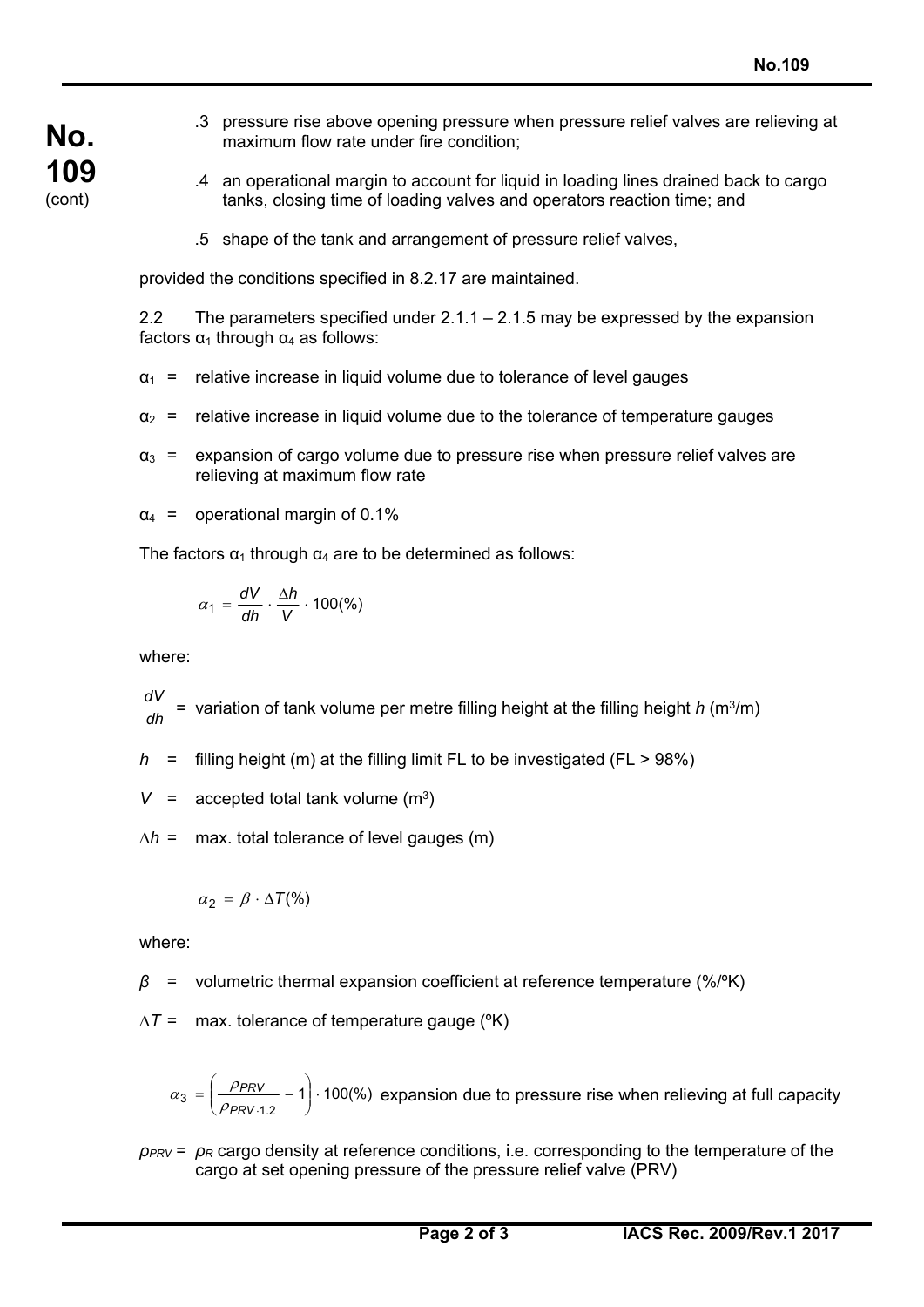.3 pressure rise above opening pressure when pressure relief valves are relieving at maximum flow rate under fire condition;

.4 an operational margin to account for liquid in loading lines drained back to cargo tanks, closing time of loading valves and operators reaction time; and

.5 shape of the tank and arrangement of pressure relief valves,

provided the conditions specified in 8.2.17 are maintained.

2.2 The parameters specified under 2.1.1 – 2.1.5 may be expressed by the expansion factors $\alpha_1$ through $\alpha_4$ as follows:

$\alpha_1$ = relative increase in liquid volume due to tolerance of level gauges

$\alpha_2$ = relative increase in liquid volume due to the tolerance of temperature gauges

$\alpha_3$ = expansion of cargo volume due to pressure rise when pressure relief valves are relieving at maximum flow rate

$\alpha_4$ = operational margin of 0.1%

The factors $\alpha_1$ through $\alpha_4$ are to be determined as follows:

$$\alpha_1 = \frac{dV}{dh} \cdot \frac{\Delta h}{V} \cdot 100(\%)$$

where:

$\frac{dV}{dh}$ = variation of tank volume per metre filling height at the filling height $h$ ($m^3/m$)

$h$ = filling height (m) at the filling limit FL to be investigated (FL > 98%)

$V$ = accepted total tank volume ($m^3$)

$\Delta h$ = max. total tolerance of level gauges (m)

$$\alpha_2 = \beta \cdot \Delta T(\%)$$

where:

$\beta$ = volumetric thermal expansion coefficient at reference temperature (%/ºK)

$\Delta T$ = max. tolerance of temperature gauge (ºK)

$$\alpha_3 = \left( \frac{\rho_{PRV}}{\rho_{PRV \cdot 1.2}} - 1 \right) \cdot 100(\%)$$ expansion due to pressure rise when relieving at full capacity

$\rho_{PRV}$ = $\rho_R$ cargo density at reference conditions, i.e. corresponding to the temperature of the cargo at set opening pressure of the pressure relief valve (PRV)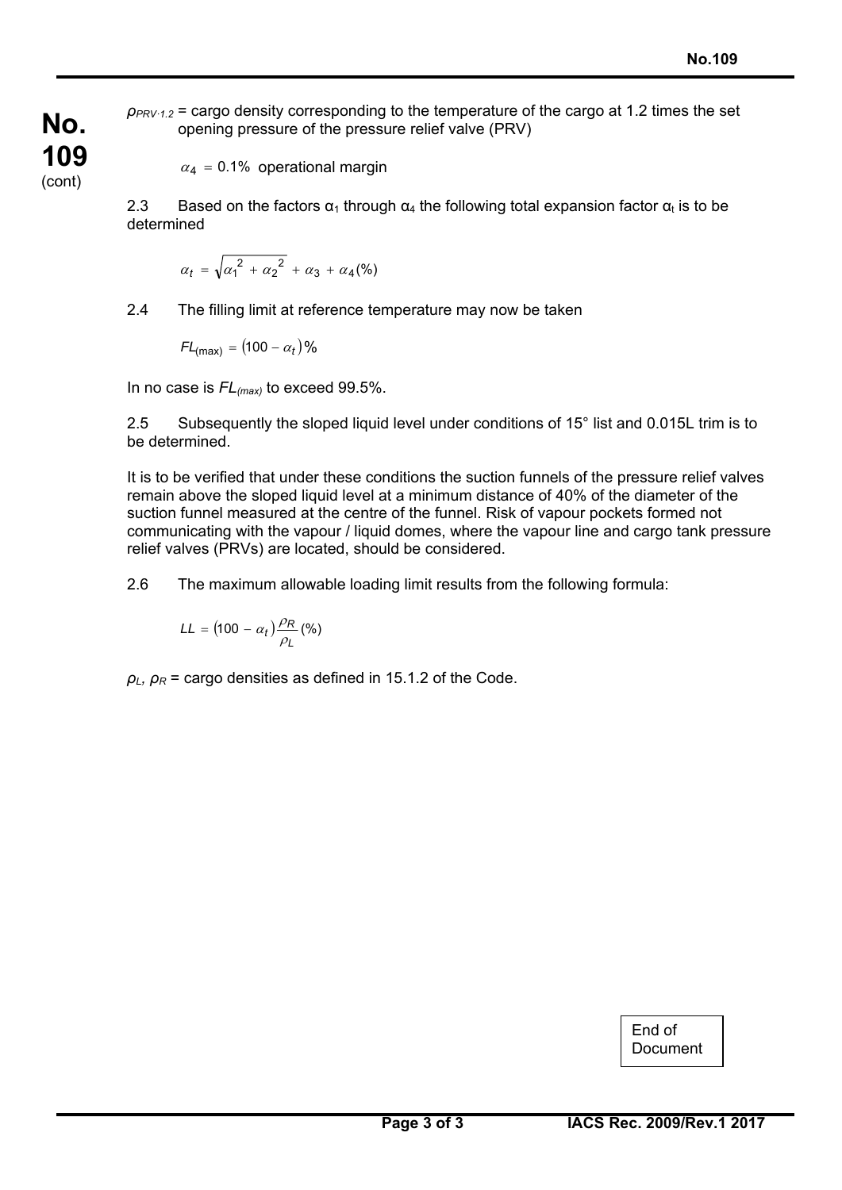$\rho_{PRV \cdot 1.2}$ = cargo density corresponding to the temperature of the cargo at 1.2 times the set opening pressure of the pressure relief valve (PRV)

$\alpha_4 = 0.1\%$ operational margin

2.3 Based on the factors $\alpha_1$ through $\alpha_4$ the following total expansion factor $\alpha_t$ is to be determined

$$\alpha_t = \sqrt{\alpha_1^2 + \alpha_2^2} + \alpha_3 + \alpha_4 (\%)$$

2.4 The filling limit at reference temperature may now be taken

$$FL_{(\max)} = (100 - \alpha_t)\%$$

In no case is $FL_{(max)}$ to exceed 99.5%.

2.5 Subsequently the sloped liquid level under conditions of 15° list and 0.015L trim is to be determined.

It is to be verified that under these conditions the suction funnels of the pressure relief valves remain above the sloped liquid level at a minimum distance of 40% of the diameter of the suction funnel measured at the centre of the funnel. Risk of vapour pockets formed not communicating with the vapour / liquid domes, where the vapour line and cargo tank pressure relief valves (PRVs) are located, should be considered.

2.6 The maximum allowable loading limit results from the following formula:

$$LL = (100 - \alpha_t) \frac{\rho_R}{\rho_L} (\%)$$

$\rho_L$, $\rho_R$ = cargo densities as defined in 15.1.2 of the Code.

End of Document